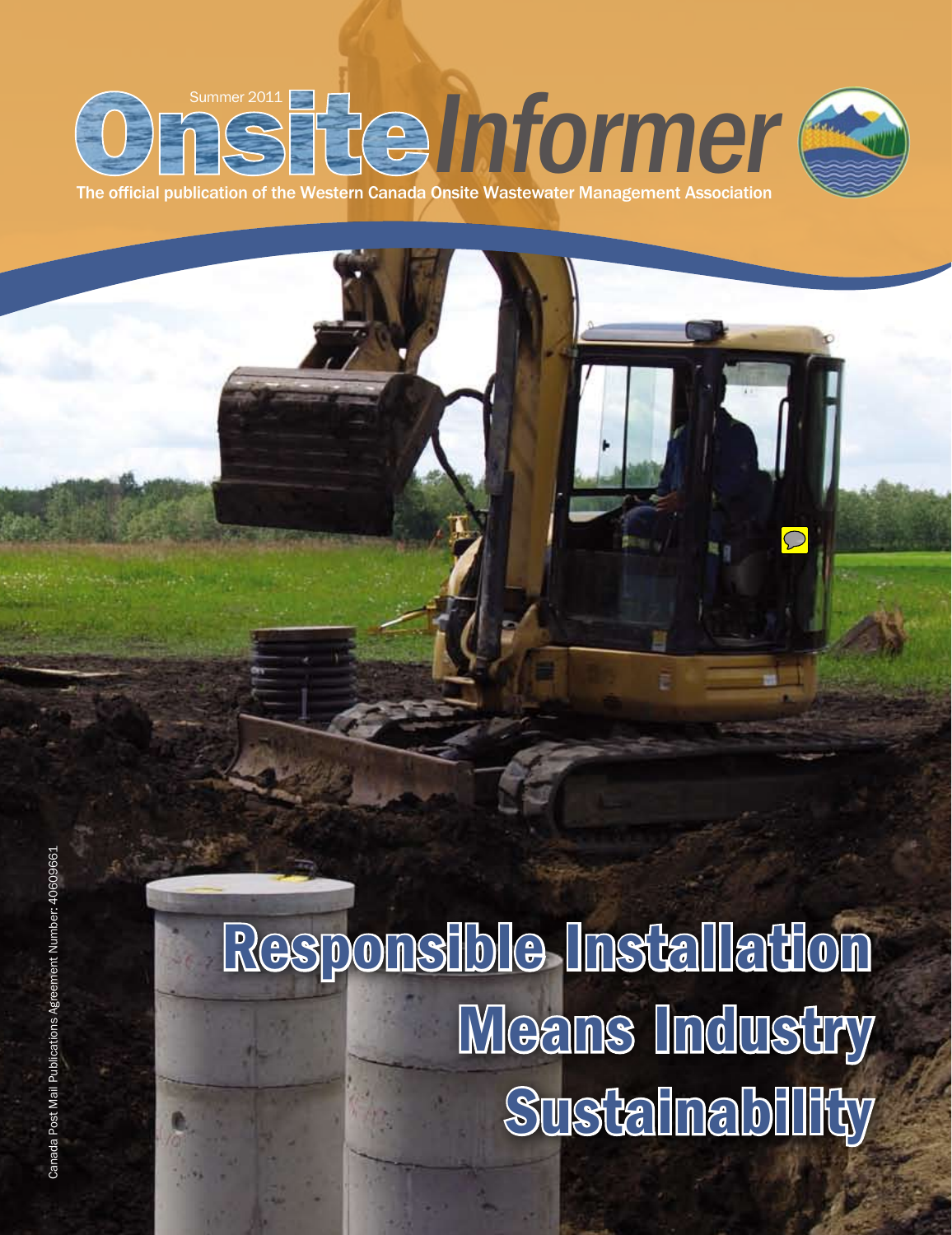Summer 2011

# Onsite Informer

The official publication of the Western Canada Onsite Wastewater Management Association

# Responsible Installation Means Industry Sustainability

Canada Post Mail Publications Agreement Number: 40609661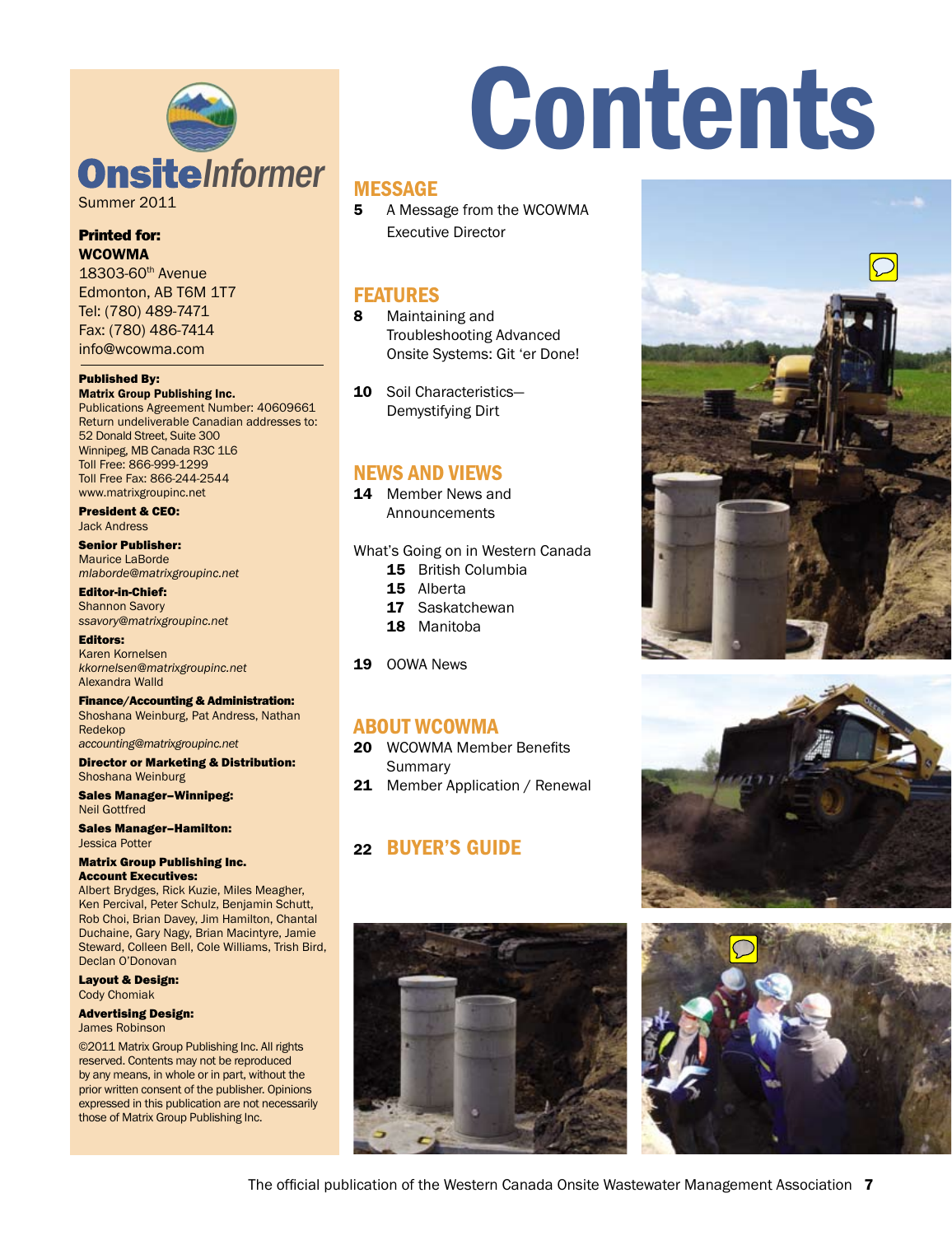# Contents

## MESSAGE

**5** A Message from the WCOWMA Executive Director

## FEATURES

**8** Maintaining and Troubleshooting Advanced Onsite Systems: Git 'er Done!

**10** Soil Characteristics—Demystifying Dirt

## NEWS AND VIEWS

**14** Member News and Announcements

What's Going on in Western Canada

- **15** British Columbia
- **15** Alberta
- **17** Saskatchewan
- **18** Manitoba

**19** OOWA News

## ABOUT WCOWMA

**20** WCOWMA Member Benefits Summary

**21** Member Application / Renewal

## 22 BUYER'S GUIDE

---

**Onsite*Informer***
Summer 2011

**Printed for:**
**WCOWMA**
18303-60th Avenue
Edmonton, AB T6M 1T7
Tel: (780) 489-7471
Fax: (780) 486-7414
info@wcowma.com

**Published By:**
**Matrix Group Publishing Inc.**
Publications Agreement Number: 40609661
Return undeliverable Canadian addresses to:
52 Donald Street, Suite 300
Winnipeg, MB Canada R3C 1L6
Toll Free: 866-999-1299
Toll Free Fax: 866-244-2544
www.matrixgroupinc.net

**President & CEO:**
Jack Andress

**Senior Publisher:**
Maurice LaBorde
*mlaborde@matrixgroupinc.net*

**Editor-in-Chief:**
Shannon Savory
*ssavory@matrixgroupinc.net*

**Editors:**
Karen Kornelsen
*kkornelsen@matrixgroupinc.net*
Alexandra Walld

**Finance/Accounting & Administration:**
Shoshana Weinburg, Pat Andress, Nathan Redekop
*accounting@matrixgroupinc.net*

**Director or Marketing & Distribution:**
Shoshana Weinburg

**Sales Manager–Winnipeg:**
Neil Gottfred

**Sales Manager–Hamilton:**
Jessica Potter

**Matrix Group Publishing Inc. Account Executives:**
Albert Brydges, Rick Kuzie, Miles Meagher, Ken Percival, Peter Schulz, Benjamin Schutt, Rob Choi, Brian Davey, Jim Hamilton, Chantal Duchaine, Gary Nagy, Brian Macintyre, Jamie Steward, Colleen Bell, Cole Williams, Trish Bird, Declan O'Donovan

**Layout & Design:**
Cody Chomiak

**Advertising Design:**
James Robinson

©2011 Matrix Group Publishing Inc. All rights reserved. Contents may not be reproduced by any means, in whole or in part, without the prior written consent of the publisher. Opinions expressed in this publication are not necessarily those of Matrix Group Publishing Inc.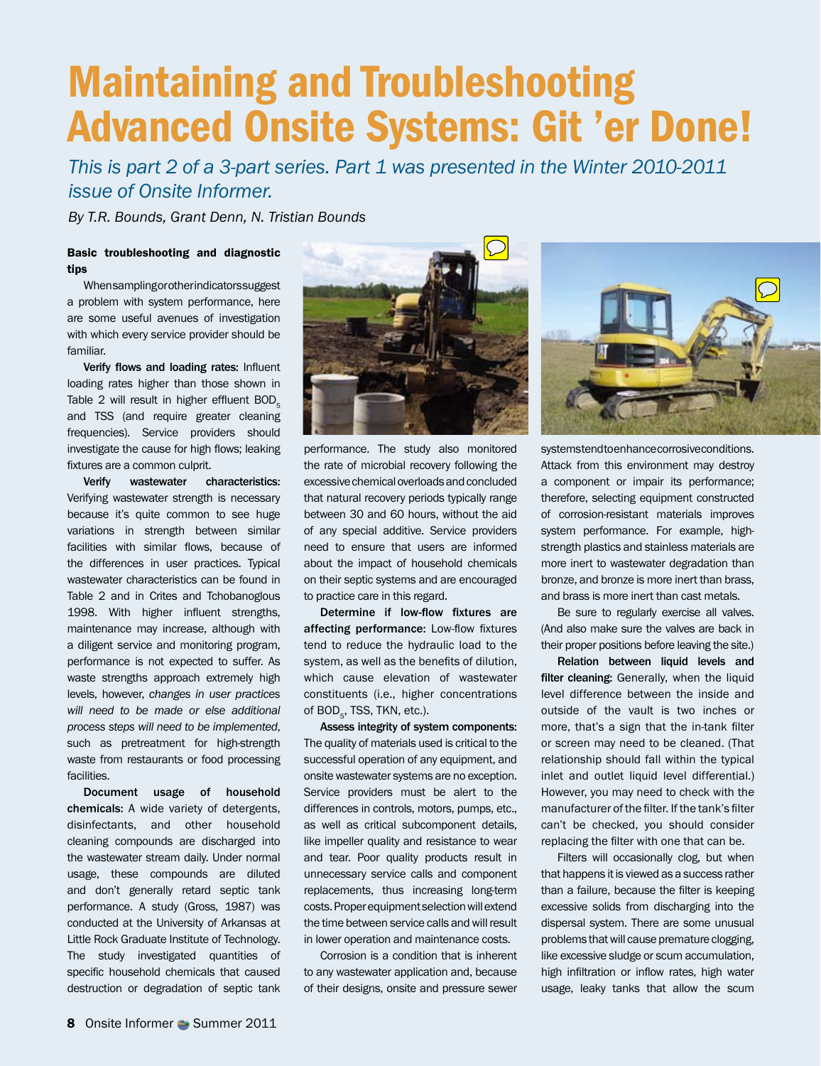# Maintaining and Troubleshooting Advanced Onsite Systems: Git 'er Done!

*This is part 2 of a 3-part series. Part 1 was presented in the Winter 2010-2011 issue of Onsite Informer.*

*By T.R. Bounds, Grant Denn, N. Tristian Bounds*

### Basic troubleshooting and diagnostic tips

When sampling or other indicators suggest a problem with system performance, here are some useful avenues of investigation with which every service provider should be familiar.

**Verify flows and loading rates:** Influent loading rates higher than those shown in Table 2 will result in higher effluent $BOD_5$ and TSS (and require greater cleaning frequencies). Service providers should investigate the cause for high flows; leaking fixtures are a common culprit.

**Verify wastewater characteristics:** Verifying wastewater strength is necessary because it's quite common to see huge variations in strength between similar facilities with similar flows, because of the differences in user practices. Typical wastewater characteristics can be found in Table 2 and in Crites and Tchobanoglous 1998. With higher influent strengths, maintenance may increase, although with a diligent service and monitoring program, performance is not expected to suffer. As waste strengths approach extremely high levels, however, *changes in user practices will need to be made or else additional process steps will need to be implemented*, such as pretreatment for high-strength waste from restaurants or food processing facilities.

**Document usage of household chemicals:** A wide variety of detergents, disinfectants, and other household cleaning compounds are discharged into the wastewater stream daily. Under normal usage, these compounds are diluted and don't generally retard septic tank performance. A study (Gross, 1987) was conducted at the University of Arkansas at Little Rock Graduate Institute of Technology. The study investigated quantities of specific household chemicals that caused destruction or degradation of septic tank performance. The study also monitored the rate of microbial recovery following the excessive chemical overloads and concluded that natural recovery periods typically range between 30 and 60 hours, without the aid of any special additive. Service providers need to ensure that users are informed about the impact of household chemicals on their septic systems and are encouraged to practice care in this regard.

**Determine if low-flow fixtures are affecting performance:** Low-flow fixtures tend to reduce the hydraulic load to the system, as well as the benefits of dilution, which cause elevation of wastewater constituents (i.e., higher concentrations of $BOD_5$, TSS, TKN, etc.).

**Assess integrity of system components:** The quality of materials used is critical to the successful operation of any equipment, and onsite wastewater systems are no exception. Service providers must be alert to the differences in controls, motors, pumps, etc., as well as critical subcomponent details, like impeller quality and resistance to wear and tear. Poor quality products result in unnecessary service calls and component replacements, thus increasing long-term costs. Proper equipment selection will extend the time between service calls and will result in lower operation and maintenance costs.

Corrosion is a condition that is inherent to any wastewater application and, because of their designs, onsite and pressure sewer systems tend to enhance corrosive conditions. Attack from this environment may destroy a component or impair its performance; therefore, selecting equipment constructed of corrosion-resistant materials improves system performance. For example, high-strength plastics and stainless materials are more inert to wastewater degradation than bronze, and bronze is more inert than brass, and brass is more inert than cast metals.

Be sure to regularly exercise all valves. (And also make sure the valves are back in their proper positions before leaving the site.)

**Relation between liquid levels and filter cleaning:** Generally, when the liquid level difference between the inside and outside of the vault is two inches or more, that's a sign that the in-tank filter or screen may need to be cleaned. (That relationship should fall within the typical inlet and outlet liquid level differential.) However, you may need to check with the manufacturer of the filter. If the tank's filter can't be checked, you should consider replacing the filter with one that can be.

Filters will occasionally clog, but when that happens it is viewed as a success rather than a failure, because the filter is keeping excessive solids from discharging into the dispersal system. There are some unusual problems that will cause premature clogging, like excessive sludge or scum accumulation, high infiltration or inflow rates, high water usage, leaky tanks that allow the scum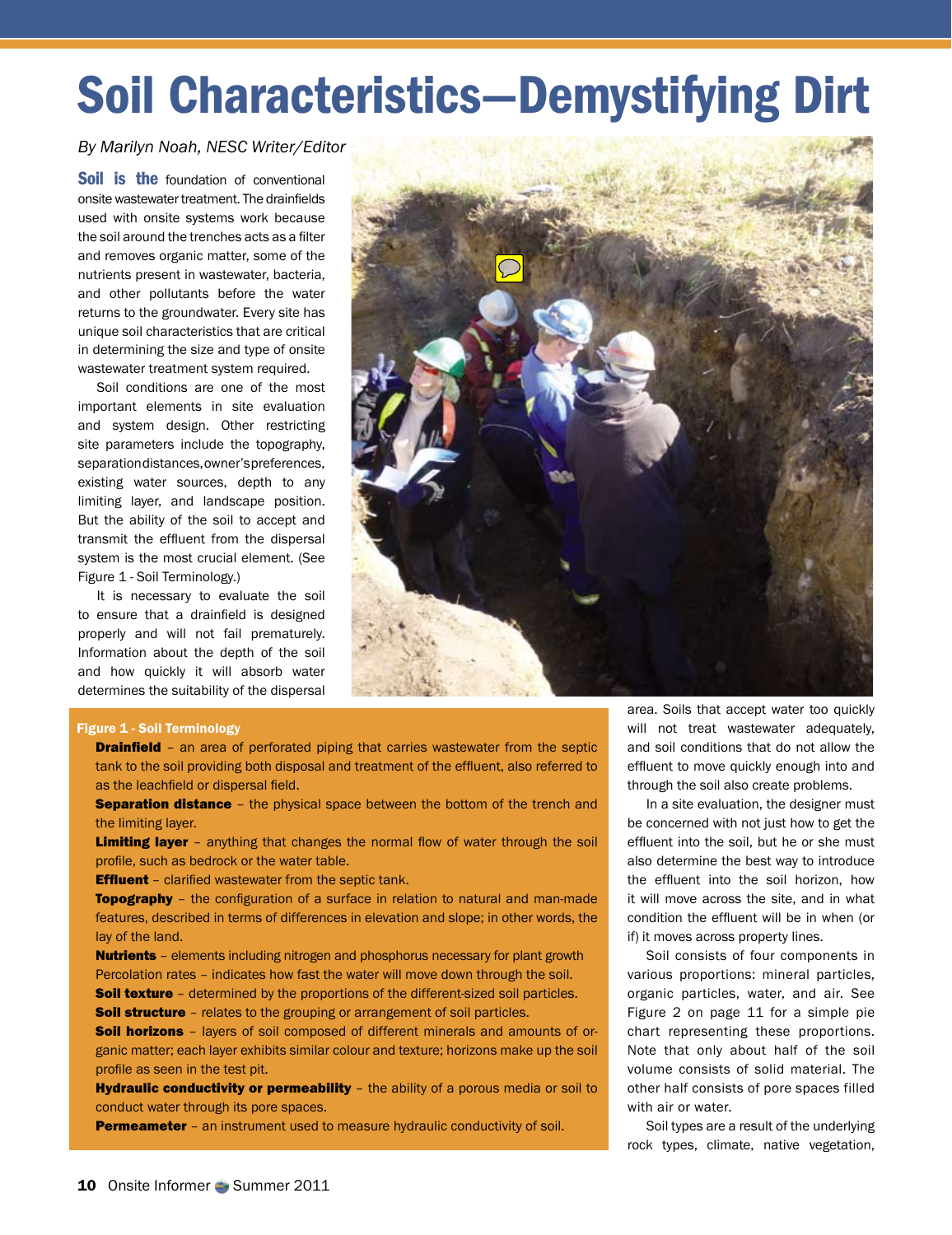# Soil Characteristics—Demystifying Dirt

*By Marilyn Noah, NESC Writer/Editor*

**Soil is the** foundation of conventional onsite wastewater treatment. The drainfields used with onsite systems work because the soil around the trenches acts as a filter and removes organic matter, some of the nutrients present in wastewater, bacteria, and other pollutants before the water returns to the groundwater. Every site has unique soil characteristics that are critical in determining the size and type of onsite wastewater treatment system required.

Soil conditions are one of the most important elements in site evaluation and system design. Other restricting site parameters include the topography, separation distances, owner's preferences, existing water sources, depth to any limiting layer, and landscape position. But the ability of the soil to accept and transmit the effluent from the dispersal system is the most crucial element. (See Figure 1 - Soil Terminology.)

It is necessary to evaluate the soil to ensure that a drainfield is designed properly and will not fail prematurely. Information about the depth of the soil and how quickly it will absorb water determines the suitability of the dispersal area. Soils that accept water too quickly will not treat wastewater adequately, and soil conditions that do not allow the effluent to move quickly enough into and through the soil also create problems.

In a site evaluation, the designer must be concerned with not just how to get the effluent into the soil, but he or she must also determine the best way to introduce the effluent into the soil horizon, how it will move across the site, and in what condition the effluent will be in when (or if) it moves across property lines.

Soil consists of four components in various proportions: mineral particles, organic particles, water, and air. See Figure 2 on page 11 for a simple pie chart representing these proportions. Note that only about half of the soil volume consists of solid material. The other half consists of pore spaces filled with air or water.

Soil types are a result of the underlying rock types, climate, native vegetation,

**Figure 1 - Soil Terminology**

**Drainfield** – an area of perforated piping that carries wastewater from the septic tank to the soil providing both disposal and treatment of the effluent, also referred to as the leachfield or dispersal field.

**Separation distance** – the physical space between the bottom of the trench and the limiting layer.

**Limiting layer** – anything that changes the normal flow of water through the soil profile, such as bedrock or the water table.

**Effluent** – clarified wastewater from the septic tank.

**Topography** – the configuration of a surface in relation to natural and man-made features, described in terms of differences in elevation and slope; in other words, the lay of the land.

**Nutrients** – elements including nitrogen and phosphorus necessary for plant growth

Percolation rates – indicates how fast the water will move down through the soil.

**Soil texture** – determined by the proportions of the different-sized soil particles.

**Soil structure** – relates to the grouping or arrangement of soil particles.

**Soil horizons** – layers of soil composed of different minerals and amounts of organic matter; each layer exhibits similar colour and texture; horizons make up the soil profile as seen in the test pit.

**Hydraulic conductivity or permeability** – the ability of a porous media or soil to conduct water through its pore spaces.

**Permeameter** – an instrument used to measure hydraulic conductivity of soil.